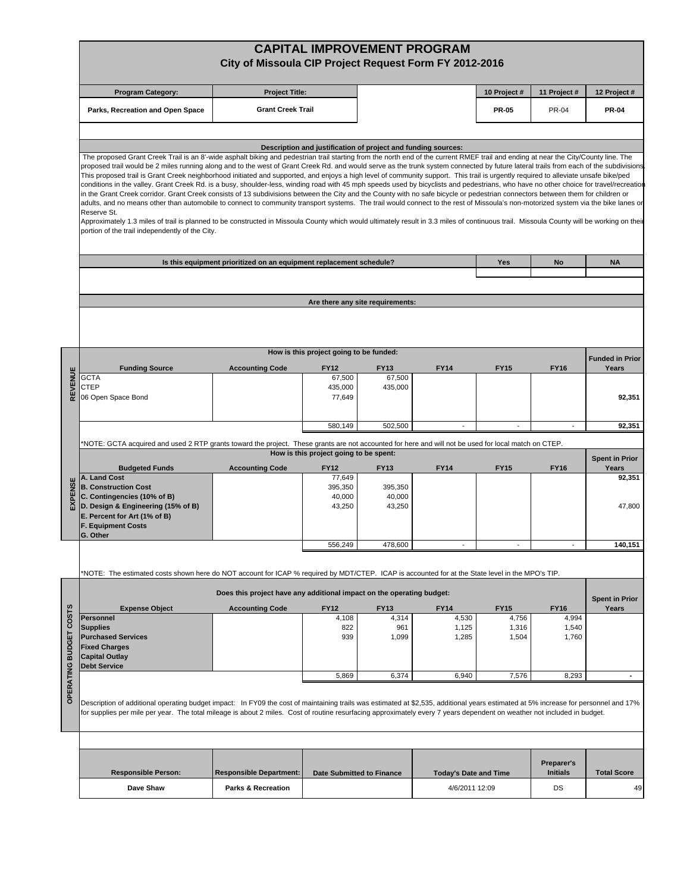# CAPITAL IMPROVEMENT PROGRAM

## City of Missoula CIP Project Request Form FY 2012-2016

| Program Category: | Project Title: | | 10 Project # | 11 Project # | 12 Project # |
|---|---|---|---|---|---|
| Parks, Recreation and Open Space | Grant Creek Trail | | PR-05 | PR-04 | PR-04 |

### Description and justification of project and funding sources:

The proposed Grant Creek Trail is an 8'-wide asphalt biking and pedestrian trail starting from the north end of the current RMEF trail and ending at near the City/County line. The proposed trail would be 2 miles running along and to the west of Grant Creek Rd. and would serve as the trunk system connected by future lateral trails from each of the subdivisions. This proposed trail is Grant Creek neighborhood initiated and supported, and enjoys a high level of community support. This trail is urgently required to alleviate unsafe bike/ped conditions in the valley. Grant Creek Rd. is a busy, shoulder-less, winding road with 45 mph speeds used by bicyclists and pedestrians, who have no other choice for travel/recreation in the Grant Creek corridor. Grant Creek consists of 13 subdivisions between the City and the County with no safe bicycle or pedestrian connectors between them for children or adults, and no means other than automobile to connect to community transport systems. The trail would connect to the rest of Missoula's non-motorized system via the bike lanes on Reserve St.

Approximately 1.3 miles of trail is planned to be constructed in Missoula County which would ultimately result in 3.3 miles of continuous trail. Missoula County will be working on their portion of the trail independently of the City.

| Is this equipment prioritized on an equipment replacement schedule? | Yes | No | NA |
|---|---|---|---|
| | | | |

### Are there any site requirements:

## REVENUE

How is this project going to be funded:

| Funding Source | Accounting Code | FY12 | FY13 | FY14 | FY15 | FY16 | Funded in Prior Years |
|---|---|---|---|---|---|---|---|
| GCTA | | 67,500 | 67,500 | | | | |
| CTEP | | 435,000 | 435,000 | | | | |
| 06 Open Space Bond | | 77,649 | | | | | 92,351 |
| | | 580,149 | 502,500 | - | - | - | 92,351 |

*NOTE: GCTA acquired and used 2 RTP grants toward the project. These grants are not accounted for here and will not be used for local match on CTEP.

## EXPENSE

How is this project going to be spent:

| Budgeted Funds | Accounting Code | FY12 | FY13 | FY14 | FY15 | FY16 | Spent in Prior Years |
|---|---|---|---|---|---|---|---|
| A. Land Cost | | 77,649 | | | | | 92,351 |
| B. Construction Cost | | 395,350 | 395,350 | | | | |
| C. Contingencies (10% of B) | | 40,000 | 40,000 | | | | |
| D. Design & Engineering (15% of B) | | 43,250 | 43,250 | | | | 47,800 |
| E. Percent for Art (1% of B) | | | | | | | |
| F. Equipment Costs | | | | | | | |
| G. Other | | | | | | | |
| | | 556,249 | 478,600 | - | - | - | 140,151 |

*NOTE: The estimated costs shown here do NOT account for ICAP % required by MDT/CTEP. ICAP is accounted for at the State level in the MPO's TIP.

## OPERATING BUDGET COSTS

Does this project have any additional impact on the operating budget:

| Expense Object | Accounting Code | FY12 | FY13 | FY14 | FY15 | FY16 | Spent in Prior Years |
|---|---|---|---|---|---|---|---|
| Personnel | | 4,108 | 4,314 | 4,530 | 4,756 | 4,994 | |
| Supplies | | 822 | 961 | 1,125 | 1,316 | 1,540 | |
| Purchased Services | | 939 | 1,099 | 1,285 | 1,504 | 1,760 | |
| Fixed Charges | | | | | | | |
| Capital Outlay | | | | | | | |
| Debt Service | | | | | | | |
| | | 5,869 | 6,374 | 6,940 | 7,576 | 8,293 | - |

Description of additional operating budget impact: In FY09 the cost of maintaining trails was estimated at $2,535, additional years estimated at 5% increase for personnel and 17% for supplies per mile per year. The total mileage is about 2 miles. Cost of routine resurfacing approximately every 7 years dependent on weather not included in budget.

| Responsible Person: | Responsible Department: | Date Submitted to Finance | Today's Date and Time | Preparer's Initials | Total Score |
|---|---|---|---|---|---|
| Dave Shaw | Parks & Recreation | | 4/6/2011 12:09 | DS | 49 |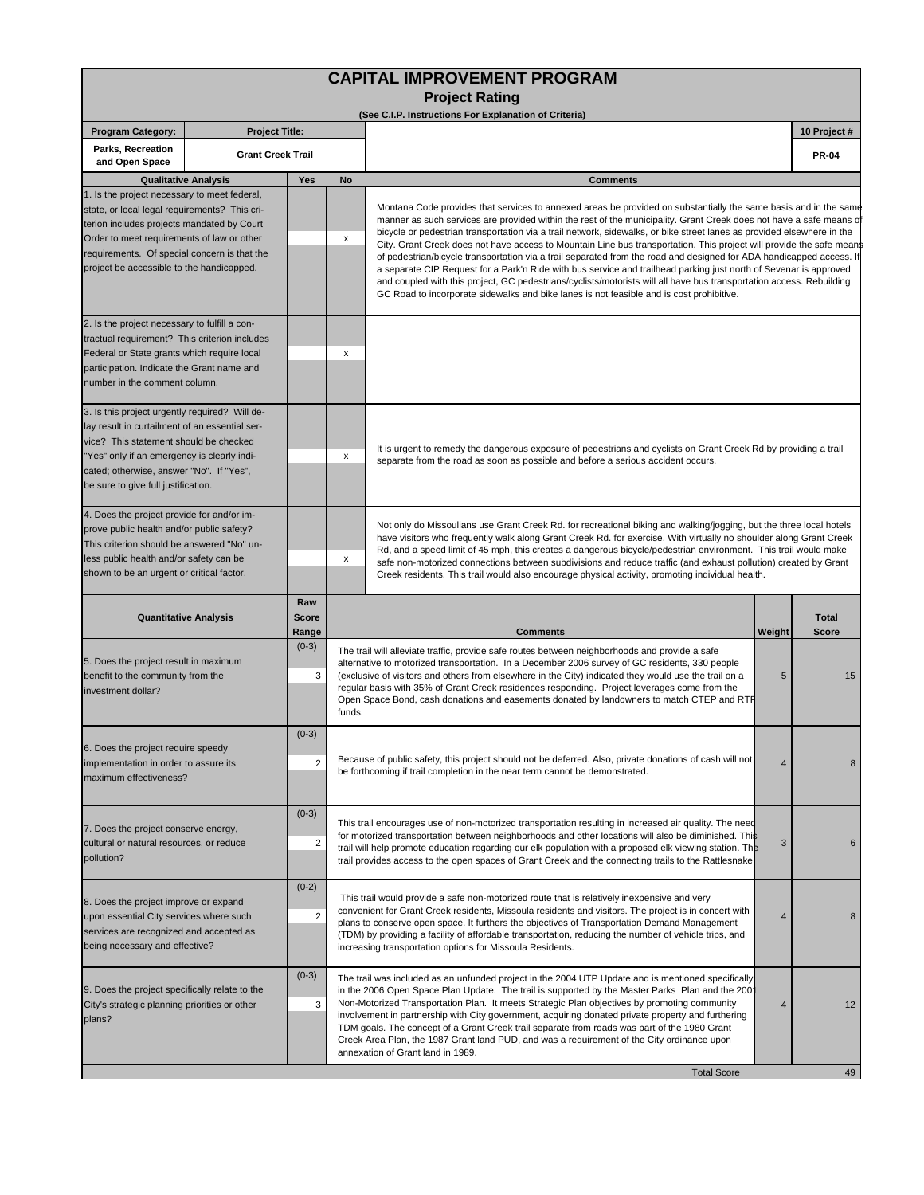# CAPITAL IMPROVEMENT PROGRAM

## Project Rating

**(See C.I.P. Instructions For Explanation of Criteria)**

| Program Category: | Project Title: | 10 Project # |
|---|---|---|
| Parks, Recreation and Open Space | Grant Creek Trail | PR-04 |

| Qualitative Analysis | Yes | No | Comments |
|---|---|---|---|
| 1. Is the project necessary to meet federal, state, or local legal requirements? This criterion includes projects mandated by Court Order to meet requirements of law or other requirements. Of special concern is that the project be accessible to the handicapped. | | x | Montana Code provides that services to annexed areas be provided on substantially the same basis and in the same manner as such services are provided within the rest of the municipality. Grant Creek does not have a safe means of bicycle or pedestrian transportation via a trail network, sidewalks, or bike street lanes as provided elsewhere in the City. Grant Creek does not have access to Mountain Line bus transportation. This project will provide the safe means of pedestrian/bicycle transportation via a trail separated from the road and designed for ADA handicapped access. If a separate CIP Request for a Park'n Ride with bus service and trailhead parking just north of Sevenar is approved and coupled with this project, GC pedestrians/cyclists/motorists will all have bus transportation access. Rebuilding GC Road to incorporate sidewalks and bike lanes is not feasible and is cost prohibitive. |
| 2. Is the project necessary to fulfill a contractual requirement? This criterion includes Federal or State grants which require local participation. Indicate the Grant name and number in the comment column. | | x | |
| 3. Is this project urgently required? Will delay result in curtailment of an essential service? This statement should be checked "Yes" only if an emergency is clearly indicated; otherwise, answer "No". If "Yes", be sure to give full justification. | | x | It is urgent to remedy the dangerous exposure of pedestrians and cyclists on Grant Creek Rd by providing a trail separate from the road as soon as possible and before a serious accident occurs. |
| 4. Does the project provide for and/or improve public health and/or public safety? This criterion should be answered "No" unless public health and/or safety can be shown to be an urgent or critical factor. | | x | Not only do Missoulians use Grant Creek Rd. for recreational biking and walking/jogging, but the three local hotels have visitors who frequently walk along Grant Creek Rd. for exercise. With virtually no shoulder along Grant Creek Rd, and a speed limit of 45 mph, this creates a dangerous bicycle/pedestrian environment. This trail would make safe non-motorized connections between subdivisions and reduce traffic (and exhaust pollution) created by Grant Creek residents. This trail would also encourage physical activity, promoting individual health. |

| Quantitative Analysis | Raw Score Range | Raw Score | Comments | Weight | Total Score |
|---|---|---|---|---|---|
| 5. Does the project result in maximum benefit to the community from the investment dollar? | (0-3) | 3 | The trail will alleviate traffic, provide safe routes between neighborhoods and provide a safe alternative to motorized transportation. In a December 2006 survey of GC residents, 330 people (exclusive of visitors and others from elsewhere in the City) indicated they would use the trail on a regular basis with 35% of Grant Creek residences responding. Project leverages come from the Open Space Bond, cash donations and easements donated by landowners to match CTEP and RTP funds. | 5 | 15 |
| 6. Does the project require speedy implementation in order to assure its maximum effectiveness? | (0-3) | 2 | Because of public safety, this project should not be deferred. Also, private donations of cash will not be forthcoming if trail completion in the near term cannot be demonstrated. | 4 | 8 |
| 7. Does the project conserve energy, cultural or natural resources, or reduce pollution? | (0-3) | 2 | This trail encourages use of non-motorized transportation resulting in increased air quality. The need for motorized transportation between neighborhoods and other locations will also be diminished. This trail will help promote education regarding our elk population with a proposed elk viewing station. The trail provides access to the open spaces of Grant Creek and the connecting trails to the Rattlesnake | 3 | 6 |
| 8. Does the project improve or expand upon essential City services where such services are recognized and accepted as being necessary and effective? | (0-2) | 2 | This trail would provide a safe non-motorized route that is relatively inexpensive and very convenient for Grant Creek residents, Missoula residents and visitors. The project is in concert with plans to conserve open space. It furthers the objectives of Transportation Demand Management (TDM) by providing a facility of affordable transportation, reducing the number of vehicle trips, and increasing transportation options for Missoula Residents. | 4 | 8 |
| 9. Does the project specifically relate to the City's strategic planning priorities or other plans? | (0-3) | 3 | The trail was included as an unfunded project in the 2004 UTP Update and is mentioned specifically in the 2006 Open Space Plan Update. The trail is supported by the Master Parks Plan and the 2001 Non-Motorized Transportation Plan. It meets Strategic Plan objectives by promoting community involvement in partnership with City government, acquiring donated private property and furthering TDM goals. The concept of a Grant Creek trail separate from roads was part of the 1980 Grant Creek Area Plan, the 1987 Grant land PUD, and was a requirement of the City ordinance upon annexation of Grant land in 1989. | 4 | 12 |
| | | | Total Score | | 49 |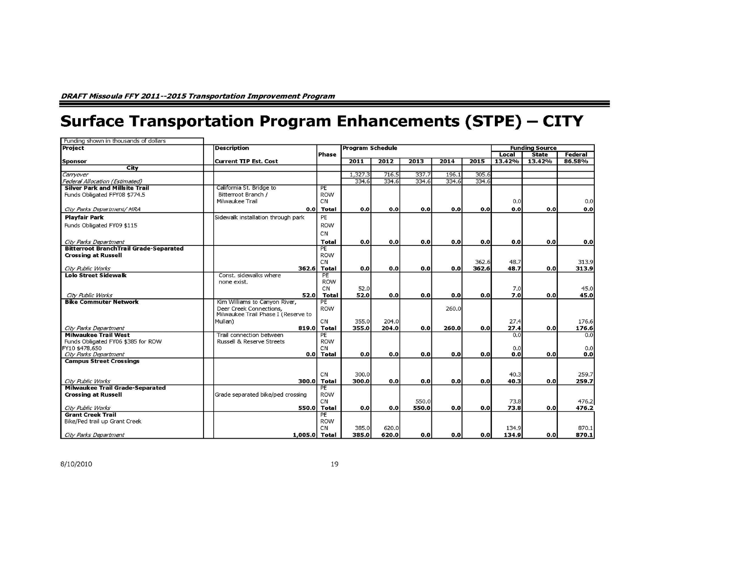# Surface Transportation Program Enhancements (STPE) – CITY

Funding shown in thousands of dollars

| Project / Sponsor | Description / Current TIP Est. Cost | Phase | 2011 | 2012 | 2013 | 2014 | 2015 | Local 13.42% | State 13.42% | Federal 86.58% |
|---|---|---|---|---|---|---|---|---|---|---|
| **City** | | | | | | | | | | |
| *Carryover* | | | 1,327.3 | 716.5 | 337.7 | 196.1 | 305.6 | | | |
| *Federal Allocation (Estimated)* | | | 334.6 | 334.6 | 334.6 | 334.6 | 334.6 | | | |
| **Silver Park and Millsite Trail** | California St. Bridge to | PE | | | | | | | | |
| Funds Obligated FFY08 $774.5 | Bitterroot Branch / | ROW | | | | | | | | |
| | Milwaukee Trail | CN | | | | | | 0.0 | | 0.0 |
| *City Parks Department/ MRA* | 0.0 | **Total** | **0.0** | **0.0** | **0.0** | **0.0** | **0.0** | **0.0** | **0.0** | **0.0** |
| **Playfair Park** | Sidewalk installation through park | PE | | | | | | | | |
| Funds Obligated FY09 $115 | | ROW | | | | | | | | |
| | | CN | | | | | | | | |
| *City Parks Department* | | **Total** | **0.0** | **0.0** | **0.0** | **0.0** | **0.0** | **0.0** | **0.0** | **0.0** |
| **Bitterroot BranchTrail Grade-Separated** | | PE | | | | | | | | |
| **Crossing at Russell** | | ROW | | | | | | | | |
| | | CN | | | | | 362.6 | 48.7 | | 313.9 |
| *City Public Works* | 362.6 | **Total** | **0.0** | **0.0** | **0.0** | **0.0** | **362.6** | **48.7** | **0.0** | **313.9** |
| **Lolo Street Sidewalk** | Const. sidewalks where | PE | | | | | | | | |
| | none exist. | ROW | | | | | | | | |
| | | CN | 52.0 | | | | | 7.0 | | 45.0 |
| *City Public Works* | 52.0 | **Total** | **52.0** | **0.0** | **0.0** | **0.0** | **0.0** | **7.0** | **0.0** | **45.0** |
| **Bike Commuter Network** | Kim Williams to Canyon River, | PE | | | | | | | | |
| | Deer Creek Connections, | ROW | | | | 260.0 | | | | |
| | Milwaukee Trail Phase I (Reserve to Mullan) | CN | 355.0 | 204.0 | | | | 27.4 | | 176.6 |
| *City Parks Department* | 819.0 | **Total** | **355.0** | **204.0** | **0.0** | **260.0** | **0.0** | **27.4** | **0.0** | **176.6** |
| **Milwaukee Trail West** | Trail connection between | PE | | | | | | 0.0 | | 0.0 |
| Funds Obligated FY06 $385 for ROW | Russell & Reserve Streets | ROW | | | | | | | | |
| FY10 $478,650 | | CN | | | | | | 0.0 | | 0.0 |
| *City Parks Department* | 0.0 | **Total** | **0.0** | **0.0** | **0.0** | **0.0** | **0.0** | **0.0** | **0.0** | **0.0** |
| **Campus Street Crossings** | | | | | | | | | | |
| | | CN | 300.0 | | | | | 40.3 | | 259.7 |
| *City Public Works* | 300.0 | **Total** | **300.0** | **0.0** | **0.0** | **0.0** | **0.0** | **40.3** | **0.0** | **259.7** |
| **Milwaukee Trail Grade-Separated** | | PE | | | | | | | | |
| **Crossing at Russell** | Grade separated bike/ped crossing | ROW | | | | | | | | |
| | | CN | | | 550.0 | | | 73.8 | | 476.2 |
| *City Public Works* | 550.0 | **Total** | **0.0** | **0.0** | **550.0** | **0.0** | **0.0** | **73.8** | **0.0** | **476.2** |
| **Grant Creek Trail** | | PE | | | | | | | | |
| Bike/Ped trail up Grant Creek | | ROW | | | | | | | | |
| | | CN | 385.0 | 620.0 | | | | 134.9 | | 870.1 |
| *City Parks Department* | 1,005.0 | **Total** | **385.0** | **620.0** | **0.0** | **0.0** | **0.0** | **134.9** | **0.0** | **870.1** |

8/10/2010